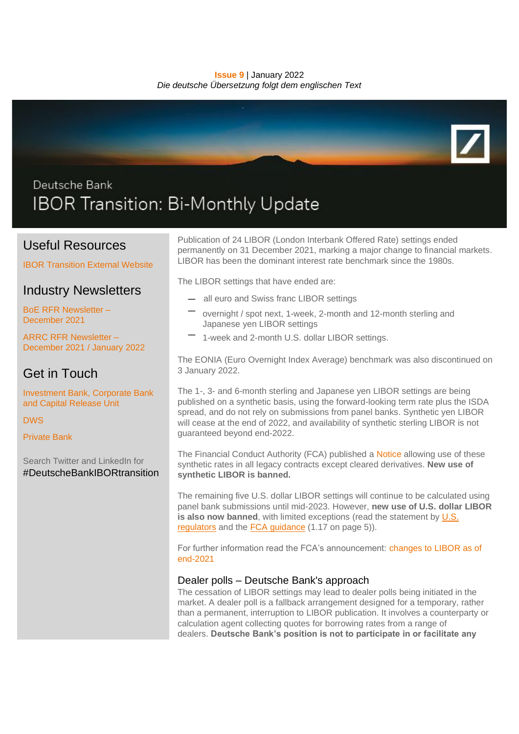**Issue 9** | January 2022
*Die deutsche Übersetzung folgt dem englischen Text*

Deutsche Bank

# IBOR Transition: Bi-Monthly Update

## Useful Resources

IBOR Transition External Website

## Industry Newsletters

BoE RFR Newsletter – December 2021

ARRC RFR Newsletter – December 2021 / January 2022

## Get in Touch

Investment Bank, Corporate Bank and Capital Release Unit

DWS

Private Bank

Search Twitter and LinkedIn for
#DeutscheBankIBORtransition

Publication of 24 LIBOR (London Interbank Offered Rate) settings ended permanently on 31 December 2021, marking a major change to financial markets. LIBOR has been the dominant interest rate benchmark since the 1980s.

The LIBOR settings that have ended are:

- all euro and Swiss franc LIBOR settings
- overnight / spot next, 1-week, 2-month and 12-month sterling and Japanese yen LIBOR settings
- 1-week and 2-month U.S. dollar LIBOR settings.

The EONIA (Euro Overnight Index Average) benchmark was also discontinued on 3 January 2022.

The 1-, 3- and 6-month sterling and Japanese yen LIBOR settings are being published on a synthetic basis, using the forward-looking term rate plus the ISDA spread, and do not rely on submissions from panel banks. Synthetic yen LIBOR will cease at the end of 2022, and availability of synthetic sterling LIBOR is not guaranteed beyond end-2022.

The Financial Conduct Authority (FCA) published a Notice allowing use of these synthetic rates in all legacy contracts except cleared derivatives. **New use of synthetic LIBOR is banned.**

The remaining five U.S. dollar LIBOR settings will continue to be calculated using panel bank submissions until mid-2023. However, **new use of U.S. dollar LIBOR is also now banned**, with limited exceptions (read the statement by U.S. regulators and the FCA guidance (1.17 on page 5)).

For further information read the FCA's announcement: changes to LIBOR as of end-2021

### Dealer polls – Deutsche Bank's approach

The cessation of LIBOR settings may lead to dealer polls being initiated in the market. A dealer poll is a fallback arrangement designed for a temporary, rather than a permanent, interruption to LIBOR publication. It involves a counterparty or calculation agent collecting quotes for borrowing rates from a range of dealers. **Deutsche Bank's position is not to participate in or facilitate any**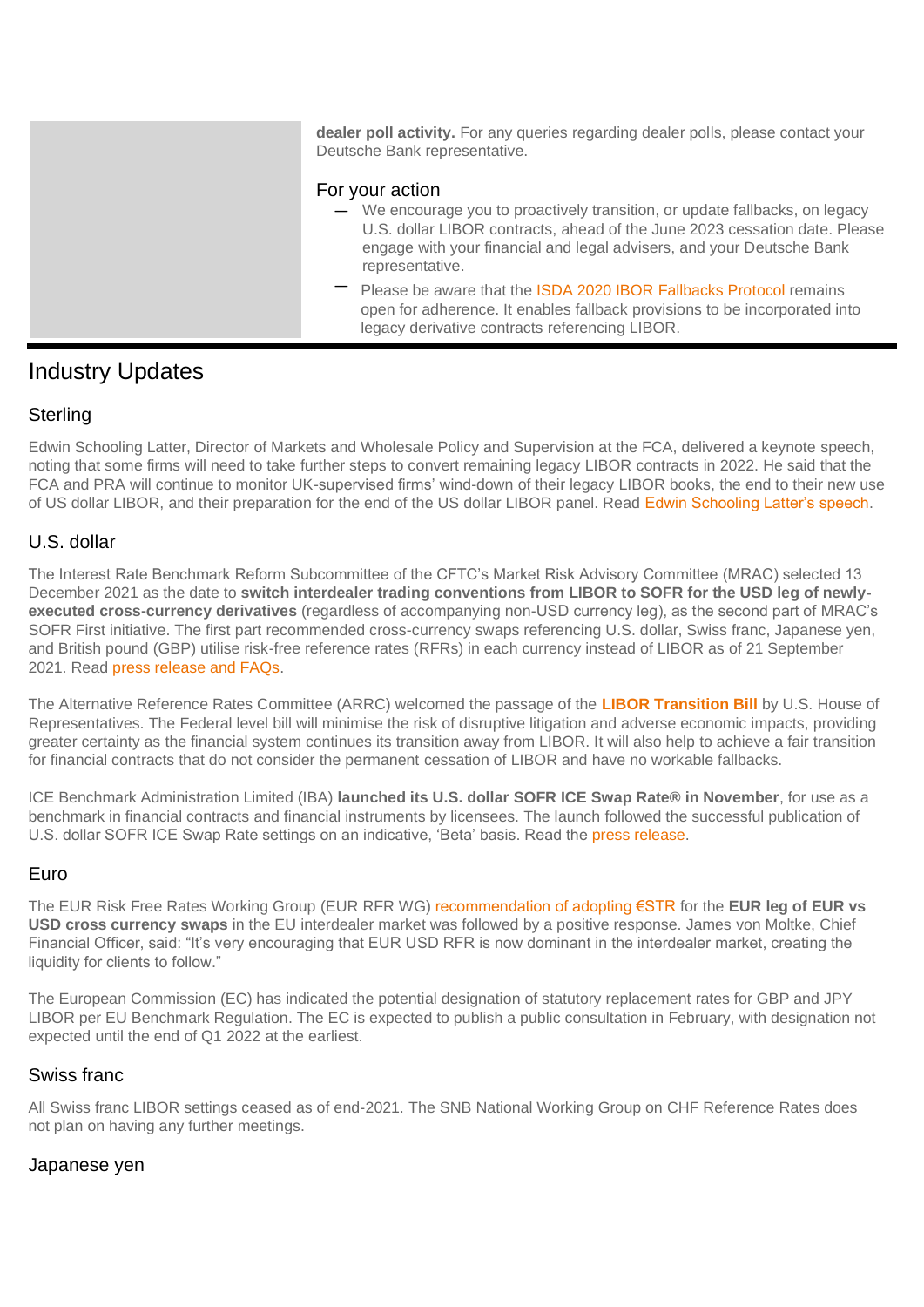**dealer poll activity.** For any queries regarding dealer polls, please contact your Deutsche Bank representative.

### For your action

- We encourage you to proactively transition, or update fallbacks, on legacy U.S. dollar LIBOR contracts, ahead of the June 2023 cessation date. Please engage with your financial and legal advisers, and your Deutsche Bank representative.
- Please be aware that the ISDA 2020 IBOR Fallbacks Protocol remains open for adherence. It enables fallback provisions to be incorporated into legacy derivative contracts referencing LIBOR.

# Industry Updates

## Sterling

Edwin Schooling Latter, Director of Markets and Wholesale Policy and Supervision at the FCA, delivered a keynote speech, noting that some firms will need to take further steps to convert remaining legacy LIBOR contracts in 2022. He said that the FCA and PRA will continue to monitor UK-supervised firms' wind-down of their legacy LIBOR books, the end to their new use of US dollar LIBOR, and their preparation for the end of the US dollar LIBOR panel. Read Edwin Schooling Latter's speech.

## U.S. dollar

The Interest Rate Benchmark Reform Subcommittee of the CFTC's Market Risk Advisory Committee (MRAC) selected 13 December 2021 as the date to **switch interdealer trading conventions from LIBOR to SOFR for the USD leg of newly-executed cross-currency derivatives** (regardless of accompanying non-USD currency leg), as the second part of MRAC's SOFR First initiative. The first part recommended cross-currency swaps referencing U.S. dollar, Swiss franc, Japanese yen, and British pound (GBP) utilise risk-free reference rates (RFRs) in each currency instead of LIBOR as of 21 September 2021. Read press release and FAQs.

The Alternative Reference Rates Committee (ARRC) welcomed the passage of the **LIBOR Transition Bill** by U.S. House of Representatives. The Federal level bill will minimise the risk of disruptive litigation and adverse economic impacts, providing greater certainty as the financial system continues its transition away from LIBOR. It will also help to achieve a fair transition for financial contracts that do not consider the permanent cessation of LIBOR and have no workable fallbacks.

ICE Benchmark Administration Limited (IBA) **launched its U.S. dollar SOFR ICE Swap Rate® in November**, for use as a benchmark in financial contracts and financial instruments by licensees. The launch followed the successful publication of U.S. dollar SOFR ICE Swap Rate settings on an indicative, 'Beta' basis. Read the press release.

## Euro

The EUR Risk Free Rates Working Group (EUR RFR WG) recommendation of adopting €STR for the **EUR leg of EUR vs USD cross currency swaps** in the EU interdealer market was followed by a positive response. James von Moltke, Chief Financial Officer, said: "It's very encouraging that EUR USD RFR is now dominant in the interdealer market, creating the liquidity for clients to follow."

The European Commission (EC) has indicated the potential designation of statutory replacement rates for GBP and JPY LIBOR per EU Benchmark Regulation. The EC is expected to publish a public consultation in February, with designation not expected until the end of Q1 2022 at the earliest.

## Swiss franc

All Swiss franc LIBOR settings ceased as of end-2021. The SNB National Working Group on CHF Reference Rates does not plan on having any further meetings.

## Japanese yen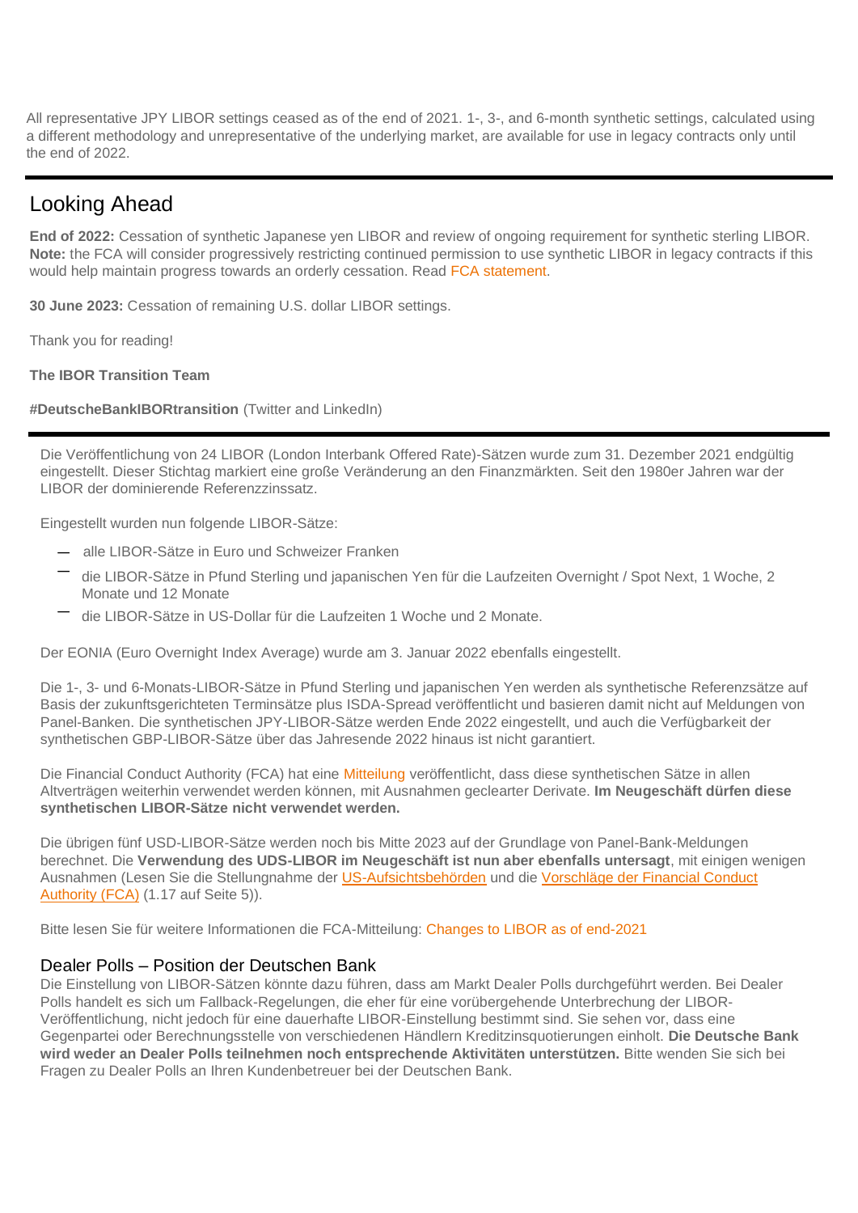All representative JPY LIBOR settings ceased as of the end of 2021. 1-, 3-, and 6-month synthetic settings, calculated using a different methodology and unrepresentative of the underlying market, are available for use in legacy contracts only until the end of 2022.

---

## Looking Ahead

**End of 2022:** Cessation of synthetic Japanese yen LIBOR and review of ongoing requirement for synthetic sterling LIBOR. **Note:** the FCA will consider progressively restricting continued permission to use synthetic LIBOR in legacy contracts if this would help maintain progress towards an orderly cessation. Read FCA statement.

**30 June 2023:** Cessation of remaining U.S. dollar LIBOR settings.

Thank you for reading!

**The IBOR Transition Team**

**#DeutscheBankIBORtransition** (Twitter and LinkedIn)

---

Die Veröffentlichung von 24 LIBOR (London Interbank Offered Rate)-Sätzen wurde zum 31. Dezember 2021 endgültig eingestellt. Dieser Stichtag markiert eine große Veränderung an den Finanzmärkten. Seit den 1980er Jahren war der LIBOR der dominierende Referenzzinssatz.

Eingestellt wurden nun folgende LIBOR-Sätze:

- alle LIBOR-Sätze in Euro und Schweizer Franken
- die LIBOR-Sätze in Pfund Sterling und japanischen Yen für die Laufzeiten Overnight / Spot Next, 1 Woche, 2 Monate und 12 Monate
- die LIBOR-Sätze in US-Dollar für die Laufzeiten 1 Woche und 2 Monate.

Der EONIA (Euro Overnight Index Average) wurde am 3. Januar 2022 ebenfalls eingestellt.

Die 1-, 3- und 6-Monats-LIBOR-Sätze in Pfund Sterling und japanischen Yen werden als synthetische Referenzsätze auf Basis der zukunftsgerichteten Terminsätze plus ISDA-Spread veröffentlicht und basieren damit nicht auf Meldungen von Panel-Banken. Die synthetischen JPY-LIBOR-Sätze werden Ende 2022 eingestellt, und auch die Verfügbarkeit der synthetischen GBP-LIBOR-Sätze über das Jahresende 2022 hinaus ist nicht garantiert.

Die Financial Conduct Authority (FCA) hat eine Mitteilung veröffentlicht, dass diese synthetischen Sätze in allen Altverträgen weiterhin verwendet werden können, mit Ausnahmen geclearter Derivate. **Im Neugeschäft dürfen diese synthetischen LIBOR-Sätze nicht verwendet werden.**

Die übrigen fünf USD-LIBOR-Sätze werden noch bis Mitte 2023 auf der Grundlage von Panel-Bank-Meldungen berechnet. Die **Verwendung des UDS-LIBOR im Neugeschäft ist nun aber ebenfalls untersagt**, mit einigen wenigen Ausnahmen (Lesen Sie die Stellungnahme der US-Aufsichtsbehörden und die Vorschläge der Financial Conduct Authority (FCA) (1.17 auf Seite 5)).

Bitte lesen Sie für weitere Informationen die FCA-Mitteilung: Changes to LIBOR as of end-2021

### Dealer Polls – Position der Deutschen Bank

Die Einstellung von LIBOR-Sätzen könnte dazu führen, dass am Markt Dealer Polls durchgeführt werden. Bei Dealer Polls handelt es sich um Fallback-Regelungen, die eher für eine vorübergehende Unterbrechung der LIBOR-Veröffentlichung, nicht jedoch für eine dauerhafte LIBOR-Einstellung bestimmt sind. Sie sehen vor, dass eine Gegenpartei oder Berechnungsstelle von verschiedenen Händlern Kreditzinsquotierungen einholt. **Die Deutsche Bank wird weder an Dealer Polls teilnehmen noch entsprechende Aktivitäten unterstützen.** Bitte wenden Sie sich bei Fragen zu Dealer Polls an Ihren Kundenbetreuer bei der Deutschen Bank.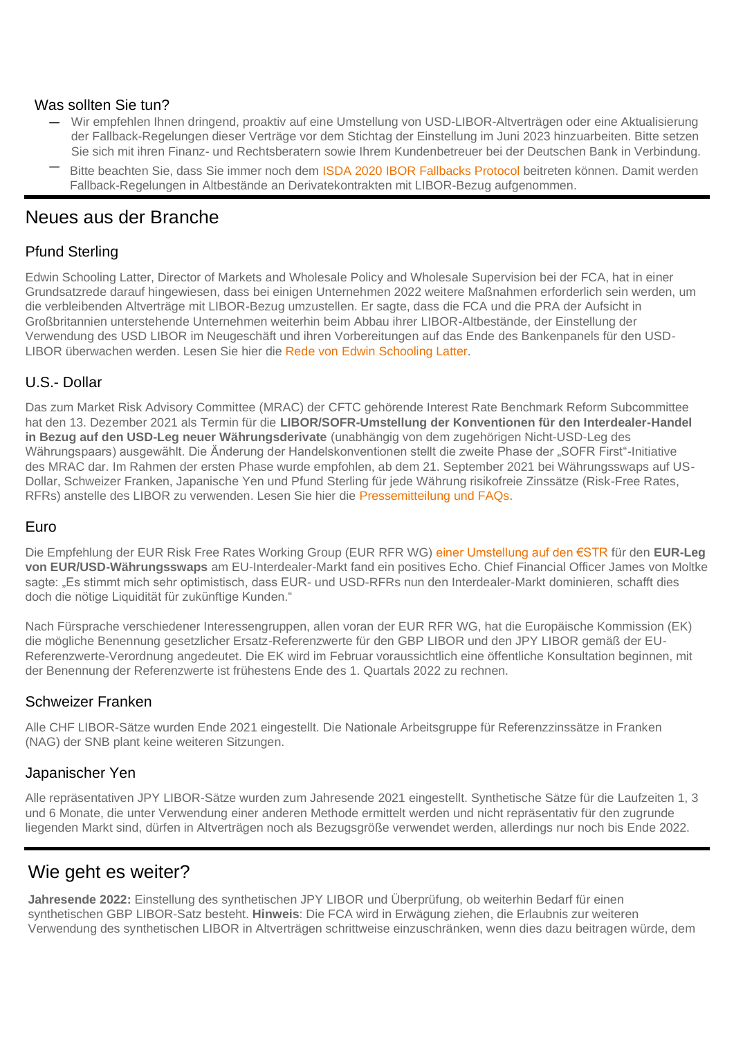Was sollten Sie tun?

- Wir empfehlen Ihnen dringend, proaktiv auf eine Umstellung von USD-LIBOR-Altverträgen oder eine Aktualisierung der Fallback-Regelungen dieser Verträge vor dem Stichtag der Einstellung im Juni 2023 hinzuarbeiten. Bitte setzen Sie sich mit ihren Finanz- und Rechtsberatern sowie Ihrem Kundenbetreuer bei der Deutschen Bank in Verbindung.
- Bitte beachten Sie, dass Sie immer noch dem ISDA 2020 IBOR Fallbacks Protocol beitreten können. Damit werden Fallback-Regelungen in Altbestände an Derivatekontrakten mit LIBOR-Bezug aufgenommen.

## Neues aus der Branche

### Pfund Sterling

Edwin Schooling Latter, Director of Markets and Wholesale Policy and Wholesale Supervision bei der FCA, hat in einer Grundsatzrede darauf hingewiesen, dass bei einigen Unternehmen 2022 weitere Maßnahmen erforderlich sein werden, um die verbleibenden Altverträge mit LIBOR-Bezug umzustellen. Er sagte, dass die FCA und die PRA der Aufsicht in Großbritannien unterstehende Unternehmen weiterhin beim Abbau ihrer LIBOR-Altbestände, der Einstellung der Verwendung des USD LIBOR im Neugeschäft und ihren Vorbereitungen auf das Ende des Bankenpanels für den USD-LIBOR überwachen werden. Lesen Sie hier die Rede von Edwin Schooling Latter.

### U.S.- Dollar

Das zum Market Risk Advisory Committee (MRAC) der CFTC gehörende Interest Rate Benchmark Reform Subcommittee hat den 13. Dezember 2021 als Termin für die **LIBOR/SOFR-Umstellung der Konventionen für den Interdealer-Handel in Bezug auf den USD-Leg neuer Währungsderivate** (unabhängig von dem zugehörigen Nicht-USD-Leg des Währungspaars) ausgewählt. Die Änderung der Handelskonventionen stellt die zweite Phase der „SOFR First"-Initiative des MRAC dar. Im Rahmen der ersten Phase wurde empfohlen, ab dem 21. September 2021 bei Währungsswaps auf US-Dollar, Schweizer Franken, Japanische Yen und Pfund Sterling für jede Währung risikofreie Zinssätze (Risk-Free Rates, RFRs) anstelle des LIBOR zu verwenden. Lesen Sie hier die Pressemitteilung und FAQs.

### Euro

Die Empfehlung der EUR Risk Free Rates Working Group (EUR RFR WG) einer Umstellung auf den €STR für den **EUR-Leg von EUR/USD-Währungsswaps** am EU-Interdealer-Markt fand ein positives Echo. Chief Financial Officer James von Moltke sagte: „Es stimmt mich sehr optimistisch, dass EUR- und USD-RFRs nun den Interdealer-Markt dominieren, schafft dies doch die nötige Liquidität für zukünftige Kunden."

Nach Fürsprache verschiedener Interessengruppen, allen voran der EUR RFR WG, hat die Europäische Kommission (EK) die mögliche Benennung gesetzlicher Ersatz-Referenzwerte für den GBP LIBOR und den JPY LIBOR gemäß der EU-Referenzwerte-Verordnung angedeutet. Die EK wird im Februar voraussichtlich eine öffentliche Konsultation beginnen, mit der Benennung der Referenzwerte ist frühestens Ende des 1. Quartals 2022 zu rechnen.

### Schweizer Franken

Alle CHF LIBOR-Sätze wurden Ende 2021 eingestellt. Die Nationale Arbeitsgruppe für Referenzzinssätze in Franken (NAG) der SNB plant keine weiteren Sitzungen.

### Japanischer Yen

Alle repräsentativen JPY LIBOR-Sätze wurden zum Jahresende 2021 eingestellt. Synthetische Sätze für die Laufzeiten 1, 3 und 6 Monate, die unter Verwendung einer anderen Methode ermittelt werden und nicht repräsentativ für den zugrunde liegenden Markt sind, dürfen in Altverträgen noch als Bezugsgröße verwendet werden, allerdings nur noch bis Ende 2022.

## Wie geht es weiter?

**Jahresende 2022:** Einstellung des synthetischen JPY LIBOR und Überprüfung, ob weiterhin Bedarf für einen synthetischen GBP LIBOR-Satz besteht. **Hinweis**: Die FCA wird in Erwägung ziehen, die Erlaubnis zur weiteren Verwendung des synthetischen LIBOR in Altverträgen schrittweise einzuschränken, wenn dies dazu beitragen würde, dem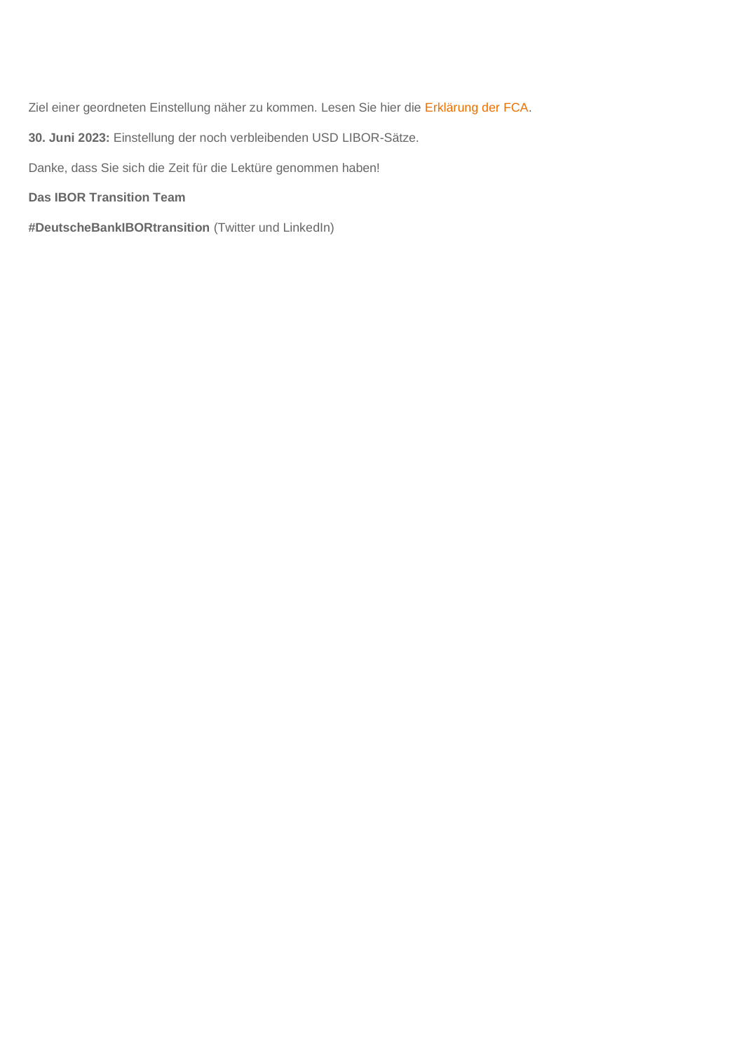Ziel einer geordneten Einstellung näher zu kommen. Lesen Sie hier die Erklärung der FCA.

**30. Juni 2023:** Einstellung der noch verbleibenden USD LIBOR-Sätze.

Danke, dass Sie sich die Zeit für die Lektüre genommen haben!

**Das IBOR Transition Team**

**#DeutscheBankIBORtransition** (Twitter und LinkedIn)